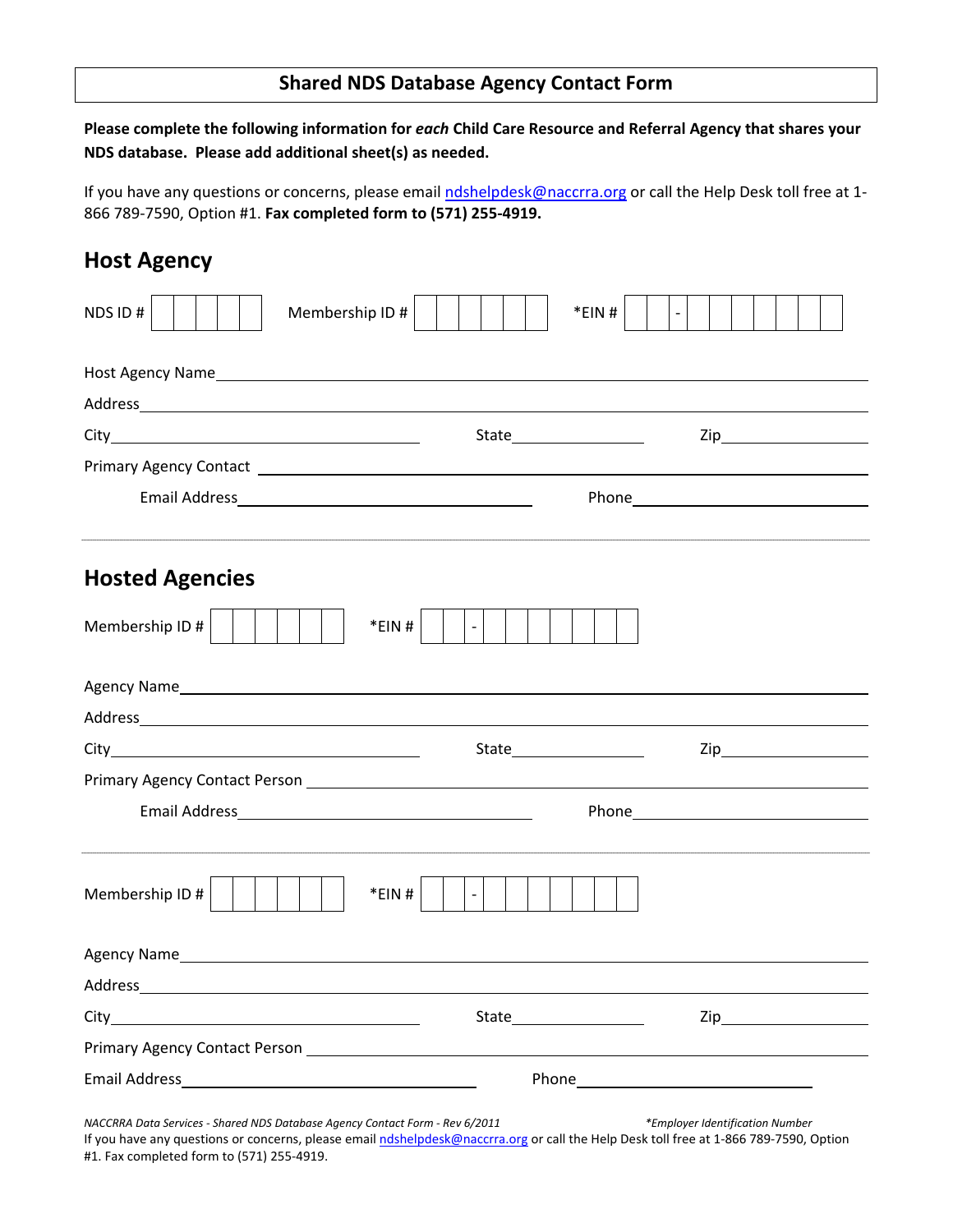## Shared NDS Database Agency Contact Form

**Please complete the following information for *each* Child Care Resource and Referral Agency that shares your NDS database. Please add additional sheet(s) as needed.**

If you have any questions or concerns, please email ndshelpdesk@naccrra.org or call the Help Desk toll free at 1-866 789-7590, Option #1. **Fax completed form to (571) 255-4919.**

## Host Agency

NDS ID # | | | | | Membership ID # | | | | | | | *EIN # | | - | | | | | | | |

Host Agency Name ____________________

Address ____________________

City ____________________ State __________ Zip __________

Primary Agency Contact ____________________

Email Address ____________________ Phone ____________________

## Hosted Agencies

Membership ID # | | | | | | | *EIN # | | - | | | | | | | |

Agency Name ____________________

Address ____________________

City ____________________ State __________ Zip __________

Primary Agency Contact Person ____________________

Email Address ____________________ Phone ____________________

---

Membership ID # | | | | | | | *EIN # | | - | | | | | | | |

Agency Name ____________________

Address ____________________

City ____________________ State __________ Zip __________

Primary Agency Contact Person ____________________

Email Address ____________________ Phone ____________________

*NACCRRA Data Services - Shared NDS Database Agency Contact Form - Rev 6/2011*

**Employer Identification Number*

If you have any questions or concerns, please email ndshelpdesk@naccrra.org or call the Help Desk toll free at 1-866 789-7590, Option #1. Fax completed form to (571) 255-4919.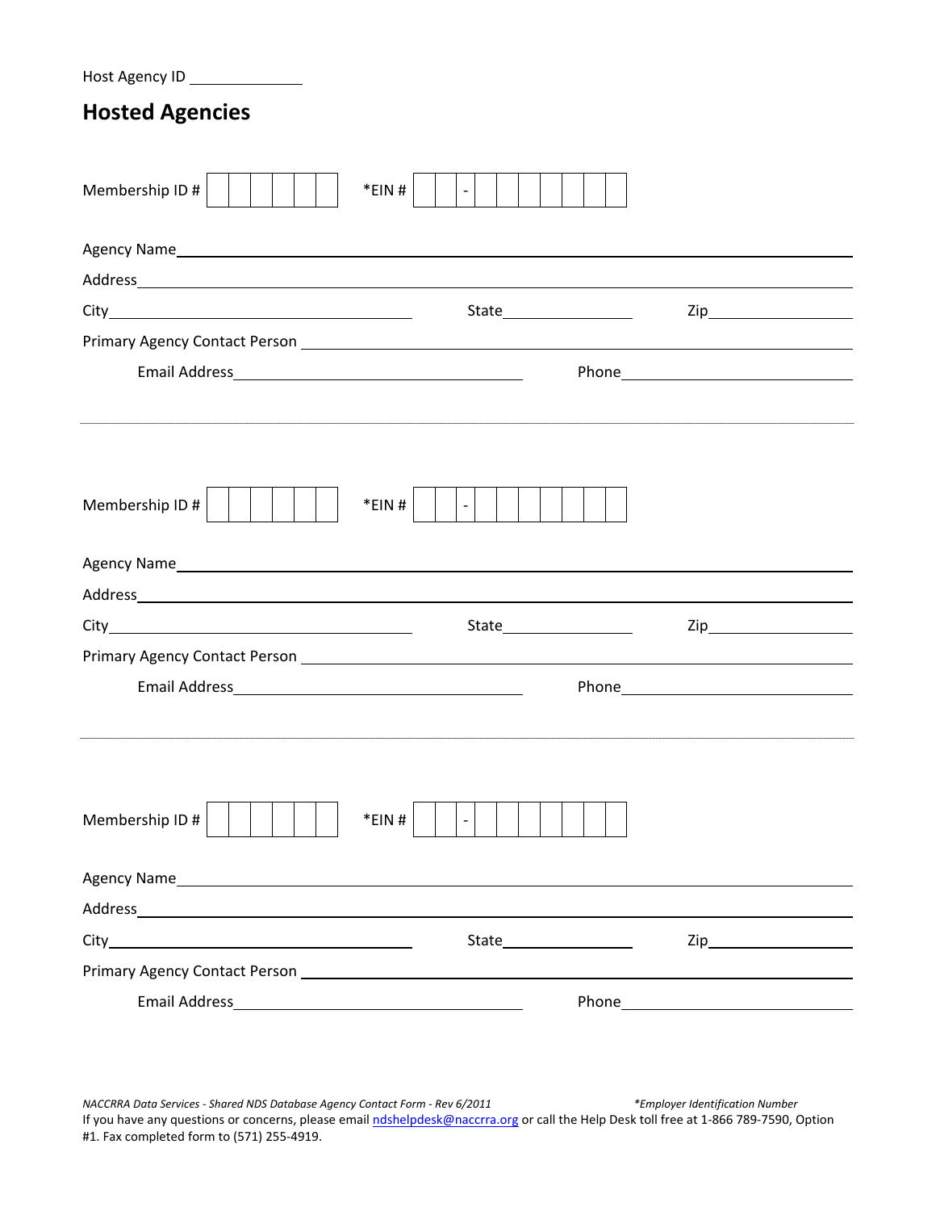Host Agency ID \_\_\_\_\_\_\_\_\_\_\_\_\_

## Hosted Agencies

Membership ID # | | | | | | |     *EIN # | | |-| | | | | | | |

Agency Name\_\_\_\_\_\_\_\_\_\_\_\_\_\_\_\_\_\_\_\_\_\_\_\_\_\_\_\_\_\_\_\_\_\_\_\_\_\_\_\_\_\_\_\_\_\_\_\_

Address\_\_\_\_\_\_\_\_\_\_\_\_\_\_\_\_\_\_\_\_\_\_\_\_\_\_\_\_\_\_\_\_\_\_\_\_\_\_\_\_\_\_\_\_\_\_\_\_\_\_\_\_

City\_\_\_\_\_\_\_\_\_\_\_\_\_\_\_\_\_\_\_\_\_\_\_\_     State\_\_\_\_\_\_\_\_\_\_     Zip\_\_\_\_\_\_\_\_\_\_\_

Primary Agency Contact Person \_\_\_\_\_\_\_\_\_\_\_\_\_\_\_\_\_\_\_\_\_\_\_\_\_\_\_\_\_\_\_\_\_\_\_\_

Email Address\_\_\_\_\_\_\_\_\_\_\_\_\_\_\_\_\_\_\_\_\_\_     Phone\_\_\_\_\_\_\_\_\_\_\_\_\_\_\_\_\_\_

---

Membership ID # | | | | | | |     *EIN # | | |-| | | | | | | |

Agency Name\_\_\_\_\_\_\_\_\_\_\_\_\_\_\_\_\_\_\_\_\_\_\_\_\_\_\_\_\_\_\_\_\_\_\_\_\_\_\_\_\_\_\_\_\_\_\_\_

Address\_\_\_\_\_\_\_\_\_\_\_\_\_\_\_\_\_\_\_\_\_\_\_\_\_\_\_\_\_\_\_\_\_\_\_\_\_\_\_\_\_\_\_\_\_\_\_\_\_\_\_\_

City\_\_\_\_\_\_\_\_\_\_\_\_\_\_\_\_\_\_\_\_\_\_\_\_     State\_\_\_\_\_\_\_\_\_\_     Zip\_\_\_\_\_\_\_\_\_\_\_

Primary Agency Contact Person \_\_\_\_\_\_\_\_\_\_\_\_\_\_\_\_\_\_\_\_\_\_\_\_\_\_\_\_\_\_\_\_\_\_\_\_

Email Address\_\_\_\_\_\_\_\_\_\_\_\_\_\_\_\_\_\_\_\_\_\_     Phone\_\_\_\_\_\_\_\_\_\_\_\_\_\_\_\_\_\_

---

Membership ID # | | | | | | |     *EIN # | | |-| | | | | | | |

Agency Name\_\_\_\_\_\_\_\_\_\_\_\_\_\_\_\_\_\_\_\_\_\_\_\_\_\_\_\_\_\_\_\_\_\_\_\_\_\_\_\_\_\_\_\_\_\_\_\_

Address\_\_\_\_\_\_\_\_\_\_\_\_\_\_\_\_\_\_\_\_\_\_\_\_\_\_\_\_\_\_\_\_\_\_\_\_\_\_\_\_\_\_\_\_\_\_\_\_\_\_\_\_

City\_\_\_\_\_\_\_\_\_\_\_\_\_\_\_\_\_\_\_\_\_\_\_\_     State\_\_\_\_\_\_\_\_\_\_     Zip\_\_\_\_\_\_\_\_\_\_\_

Primary Agency Contact Person \_\_\_\_\_\_\_\_\_\_\_\_\_\_\_\_\_\_\_\_\_\_\_\_\_\_\_\_\_\_\_\_\_\_\_\_

Email Address\_\_\_\_\_\_\_\_\_\_\_\_\_\_\_\_\_\_\_\_\_\_     Phone\_\_\_\_\_\_\_\_\_\_\_\_\_\_\_\_\_\_

*NACCRRA Data Services - Shared NDS Database Agency Contact Form - Rev 6/2011*     **Employer Identification Number*

If you have any questions or concerns, please email [ndshelpdesk@naccrra.org](mailto:ndshelpdesk@naccrra.org) or call the Help Desk toll free at 1-866 789-7590, Option #1. Fax completed form to (571) 255-4919.